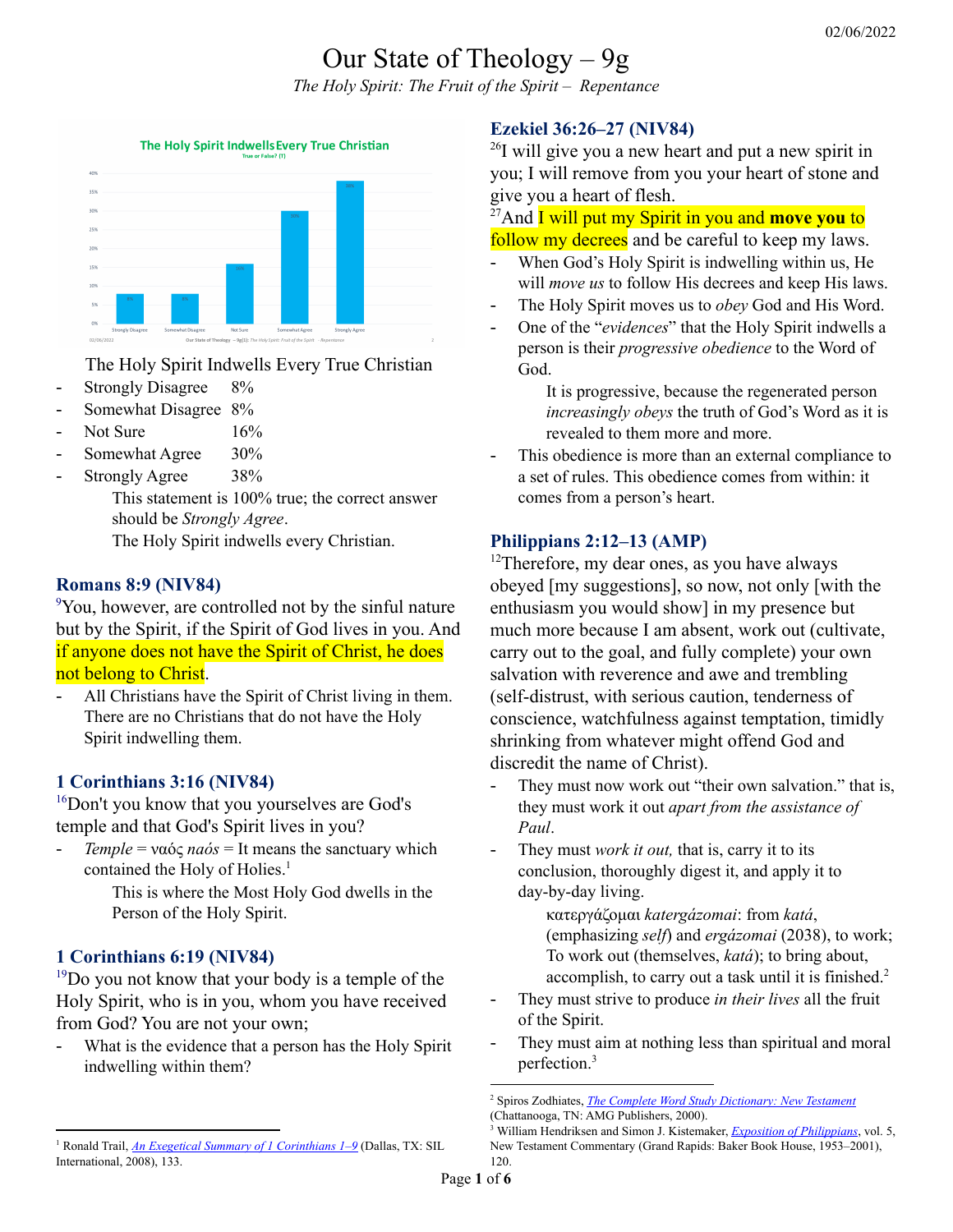02/06/2022

# Our State of Theology – 9g

*The Holy Spirit: The Fruit of the Spirit – Repentance*

The Holy Spirit Indwells Every True Christian

- Strongly Disagree 8%
- Somewhat Disagree 8%
- Not Sure 16%
- Somewhat Agree 30%
- Strongly Agree 38%

  This statement is 100% true; the correct answer should be *Strongly Agree*.
  The Holy Spirit indwells every Christian.

### Romans 8:9 (NIV84)

[9]You, however, are controlled not by the sinful nature but by the Spirit, if the Spirit of God lives in you. And if anyone does not have the Spirit of Christ, he does not belong to Christ.

- All Christians have the Spirit of Christ living in them. There are no Christians that do not have the Holy Spirit indwelling them.

### 1 Corinthians 3:16 (NIV84)

[16]Don't you know that you yourselves are God's temple and that God's Spirit lives in you?

- *Temple* = ναός *naós* = It means the sanctuary which contained the Holy of Holies.[1]

  This is where the Most Holy God dwells in the Person of the Holy Spirit.

### 1 Corinthians 6:19 (NIV84)

[19]Do you not know that your body is a temple of the Holy Spirit, who is in you, whom you have received from God? You are not your own;

- What is the evidence that a person has the Holy Spirit indwelling within them?

### Ezekiel 36:26–27 (NIV84)

[26]I will give you a new heart and put a new spirit in you; I will remove from you your heart of stone and give you a heart of flesh.
[27]And I will put my Spirit in you and **move you** to follow my decrees and be careful to keep my laws.

- When God's Holy Spirit is indwelling within us, He will *move us* to follow His decrees and keep His laws.
- The Holy Spirit moves us to *obey* God and His Word.
- One of the "*evidences*" that the Holy Spirit indwells a person is their *progressive obedience* to the Word of God.

  It is progressive, because the regenerated person *increasingly obeys* the truth of God's Word as it is revealed to them more and more.

- This obedience is more than an external compliance to a set of rules. This obedience comes from within: it comes from a person's heart.

### Philippians 2:12–13 (AMP)

[12]Therefore, my dear ones, as you have always obeyed [my suggestions], so now, not only [with the enthusiasm you would show] in my presence but much more because I am absent, work out (cultivate, carry out to the goal, and fully complete) your own salvation with reverence and awe and trembling (self-distrust, with serious caution, tenderness of conscience, watchfulness against temptation, timidly shrinking from whatever might offend God and discredit the name of Christ).

- They must now work out "their own salvation." that is, they must work it out *apart from the assistance of Paul*.
- They must *work it out,* that is, carry it to its conclusion, thoroughly digest it, and apply it to day-by-day living.

  κατεργάζομαι *katergázomai*: from *katá*, (emphasizing *self*) and *ergázomai* (2038), to work; To work out (themselves, *katá*); to bring about, accomplish, to carry out a task until it is finished.[2]

- They must strive to produce *in their lives* all the fruit of the Spirit.
- They must aim at nothing less than spiritual and moral perfection.[3]

---

[1] Ronald Trail, *An Exegetical Summary of 1 Corinthians 1–9* (Dallas, TX: SIL International, 2008), 133.

[2] Spiros Zodhiates, *The Complete Word Study Dictionary: New Testament* (Chattanooga, TN: AMG Publishers, 2000).

[3] William Hendriksen and Simon J. Kistemaker, *Exposition of Philippians*, vol. 5, New Testament Commentary (Grand Rapids: Baker Book House, 1953–2001), 120.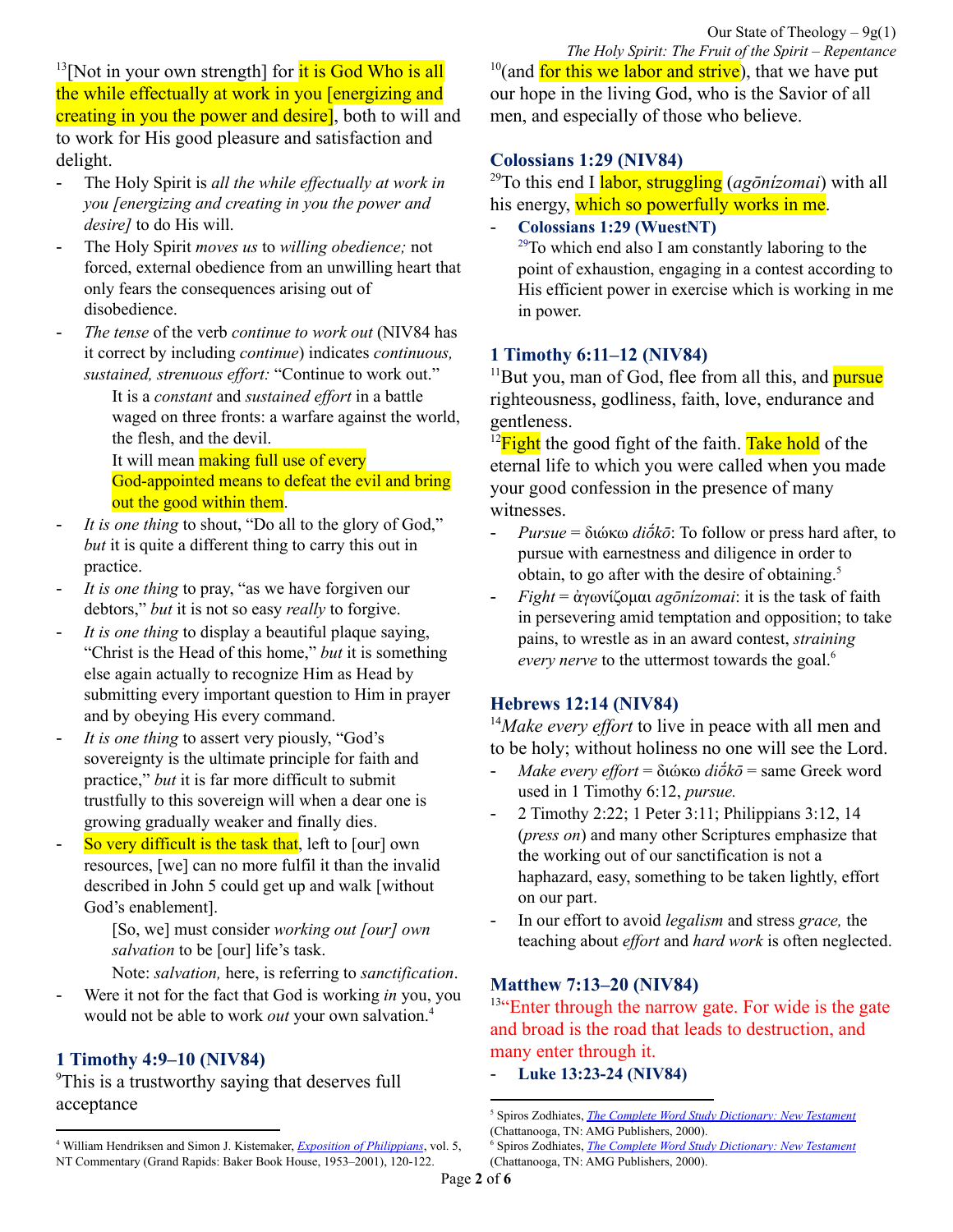[13][Not in your own strength] for it is God Who is all the while effectually at work in you [energizing and creating in you the power and desire], both to will and to work for His good pleasure and satisfaction and delight.

- The Holy Spirit is *all the while effectually at work in you [energizing and creating in you the power and desire]* to do His will.
- The Holy Spirit *moves us* to *willing obedience;* not forced, external obedience from an unwilling heart that only fears the consequences arising out of disobedience.
- *The tense* of the verb *continue to work out* (NIV84 has it correct by including *continue*) indicates *continuous, sustained, strenuous effort:* "Continue to work out."

  It is a *constant* and *sustained effort* in a battle waged on three fronts: a warfare against the world, the flesh, and the devil.

  It will mean making full use of every God-appointed means to defeat the evil and bring out the good within them.
- *It is one thing* to shout, "Do all to the glory of God," *but* it is quite a different thing to carry this out in practice.
- *It is one thing* to pray, "as we have forgiven our debtors," *but* it is not so easy *really* to forgive.
- *It is one thing* to display a beautiful plaque saying, "Christ is the Head of this home," *but* it is something else again actually to recognize Him as Head by submitting every important question to Him in prayer and by obeying His every command.
- *It is one thing* to assert very piously, "God's sovereignty is the ultimate principle for faith and practice," *but* it is far more difficult to submit trustfully to this sovereign will when a dear one is growing gradually weaker and finally dies.
- So very difficult is the task that, left to [our] own resources, [we] can no more fulfil it than the invalid described in John 5 could get up and walk [without God's enablement].

  [So, we] must consider *working out [our] own salvation* to be [our] life's task.

  Note: *salvation,* here, is referring to *sanctification*.
- Were it not for the fact that God is working *in* you, you would not be able to work *out* your own salvation.[4]

### 1 Timothy 4:9–10 (NIV84)

[9]This is a trustworthy saying that deserves full acceptance [10](and for this we labor and strive), that we have put our hope in the living God, who is the Savior of all men, and especially of those who believe.

### Colossians 1:29 (NIV84)

[29]To this end I labor, struggling (*agōnízomai*) with all his energy, which so powerfully works in me.

- **Colossians 1:29 (WuestNT)**

  [29]To which end also I am constantly laboring to the point of exhaustion, engaging in a contest according to His efficient power in exercise which is working in me in power.

### 1 Timothy 6:11–12 (NIV84)

[11]But you, man of God, flee from all this, and pursue righteousness, godliness, faith, love, endurance and gentleness.

[12]Fight the good fight of the faith. Take hold of the eternal life to which you were called when you made your good confession in the presence of many witnesses.

- *Pursue* = διώκω *diṓkō*: To follow or press hard after, to pursue with earnestness and diligence in order to obtain, to go after with the desire of obtaining.[5]
- *Fight* = ἀγωνίζομαι *agōnízomai*: it is the task of faith in persevering amid temptation and opposition; to take pains, to wrestle as in an award contest, *straining every nerve* to the uttermost towards the goal.[6]

### Hebrews 12:14 (NIV84)

[14]*Make every effort* to live in peace with all men and to be holy; without holiness no one will see the Lord.

- *Make every effort* = διώκω *diṓkō* = same Greek word used in 1 Timothy 6:12, *pursue.*
- 2 Timothy 2:22; 1 Peter 3:11; Philippians 3:12, 14 (*press on*) and many other Scriptures emphasize that the working out of our sanctification is not a haphazard, easy, something to be taken lightly, effort on our part.
- In our effort to avoid *legalism* and stress *grace,* the teaching about *effort* and *hard work* is often neglected.

### Matthew 7:13–20 (NIV84)

[13]"Enter through the narrow gate. For wide is the gate and broad is the road that leads to destruction, and many enter through it.

- **Luke 13:23-24 (NIV84)**

---

[4] William Hendriksen and Simon J. Kistemaker, *Exposition of Philippians*, vol. 5, NT Commentary (Grand Rapids: Baker Book House, 1953–2001), 120-122.

[5] Spiros Zodhiates, *The Complete Word Study Dictionary: New Testament* (Chattanooga, TN: AMG Publishers, 2000).

[6] Spiros Zodhiates, *The Complete Word Study Dictionary: New Testament* (Chattanooga, TN: AMG Publishers, 2000).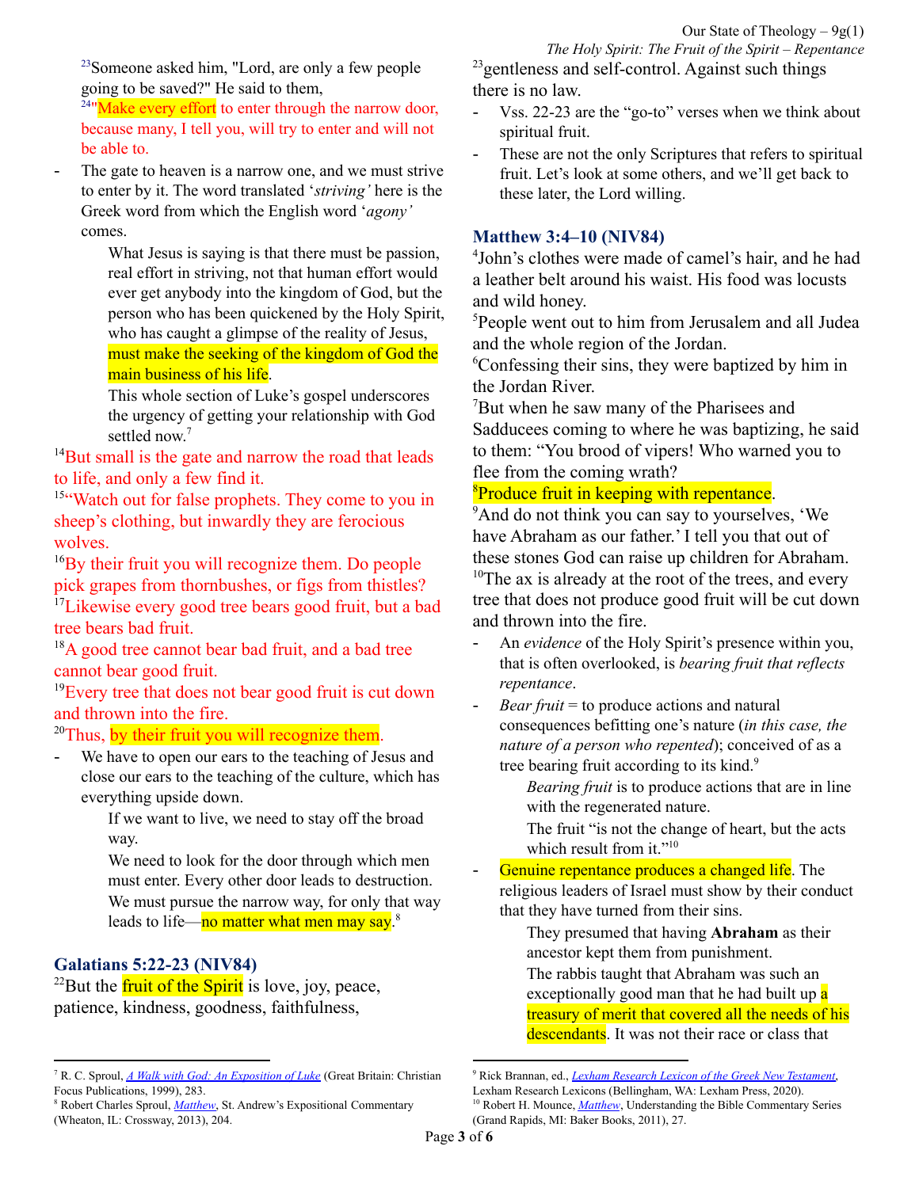[23]Someone asked him, "Lord, are only a few people going to be saved?" He said to them,

[24]"Make every effort to enter through the narrow door, because many, I tell you, will try to enter and will not be able to.

- The gate to heaven is a narrow one, and we must strive to enter by it. The word translated '*striving'* here is the Greek word from which the English word '*agony'* comes.

  What Jesus is saying is that there must be passion, real effort in striving, not that human effort would ever get anybody into the kingdom of God, but the person who has been quickened by the Holy Spirit, who has caught a glimpse of the reality of Jesus, must make the seeking of the kingdom of God the main business of his life.

  This whole section of Luke's gospel underscores the urgency of getting your relationship with God settled now.[7]

[14]But small is the gate and narrow the road that leads to life, and only a few find it.

[15]"Watch out for false prophets. They come to you in sheep's clothing, but inwardly they are ferocious wolves.

[16]By their fruit you will recognize them. Do people pick grapes from thornbushes, or figs from thistles?

[17]Likewise every good tree bears good fruit, but a bad tree bears bad fruit.

[18]A good tree cannot bear bad fruit, and a bad tree cannot bear good fruit.

[19]Every tree that does not bear good fruit is cut down and thrown into the fire.

[20]Thus, by their fruit you will recognize them.

- We have to open our ears to the teaching of Jesus and close our ears to the teaching of the culture, which has everything upside down.

  If we want to live, we need to stay off the broad way.

  We need to look for the door through which men must enter. Every other door leads to destruction.

  We must pursue the narrow way, for only that way leads to life—no matter what men may say.[8]

## Galatians 5:22-23 (NIV84)

[22]But the fruit of the Spirit is love, joy, peace, patience, kindness, goodness, faithfulness,

[23]gentleness and self-control. Against such things there is no law.

- Vss. 22-23 are the "go-to" verses when we think about spiritual fruit.
- These are not the only Scriptures that refers to spiritual fruit. Let's look at some others, and we'll get back to these later, the Lord willing.

## Matthew 3:4–10 (NIV84)

[4]John's clothes were made of camel's hair, and he had a leather belt around his waist. His food was locusts and wild honey.

[5]People went out to him from Jerusalem and all Judea and the whole region of the Jordan.

[6]Confessing their sins, they were baptized by him in the Jordan River.

[7]But when he saw many of the Pharisees and Sadducees coming to where he was baptizing, he said to them: "You brood of vipers! Who warned you to flee from the coming wrath?

[8]Produce fruit in keeping with repentance.

[9]And do not think you can say to yourselves, 'We have Abraham as our father.' I tell you that out of these stones God can raise up children for Abraham.

[10]The ax is already at the root of the trees, and every tree that does not produce good fruit will be cut down and thrown into the fire.

- An *evidence* of the Holy Spirit's presence within you, that is often overlooked, is *bearing fruit that reflects repentance*.
- *Bear fruit* = to produce actions and natural consequences befitting one's nature (*in this case, the nature of a person who repented*); conceived of as a tree bearing fruit according to its kind.[9]

  *Bearing fruit* is to produce actions that are in line with the regenerated nature.

  The fruit "is not the change of heart, but the acts which result from it."[10]

- Genuine repentance produces a changed life. The religious leaders of Israel must show by their conduct that they have turned from their sins.

  They presumed that having **Abraham** as their ancestor kept them from punishment.

  The rabbis taught that Abraham was such an exceptionally good man that he had built up a treasury of merit that covered all the needs of his descendants. It was not their race or class that

---

[7] R. C. Sproul, *A Walk with God: An Exposition of Luke* (Great Britain: Christian Focus Publications, 1999), 283.

[8] Robert Charles Sproul, *Matthew*, St. Andrew's Expositional Commentary (Wheaton, IL: Crossway, 2013), 204.

[9] Rick Brannan, ed., *Lexham Research Lexicon of the Greek New Testament*, Lexham Research Lexicons (Bellingham, WA: Lexham Press, 2020).

[10] Robert H. Mounce, *Matthew*, Understanding the Bible Commentary Series (Grand Rapids, MI: Baker Books, 2011), 27.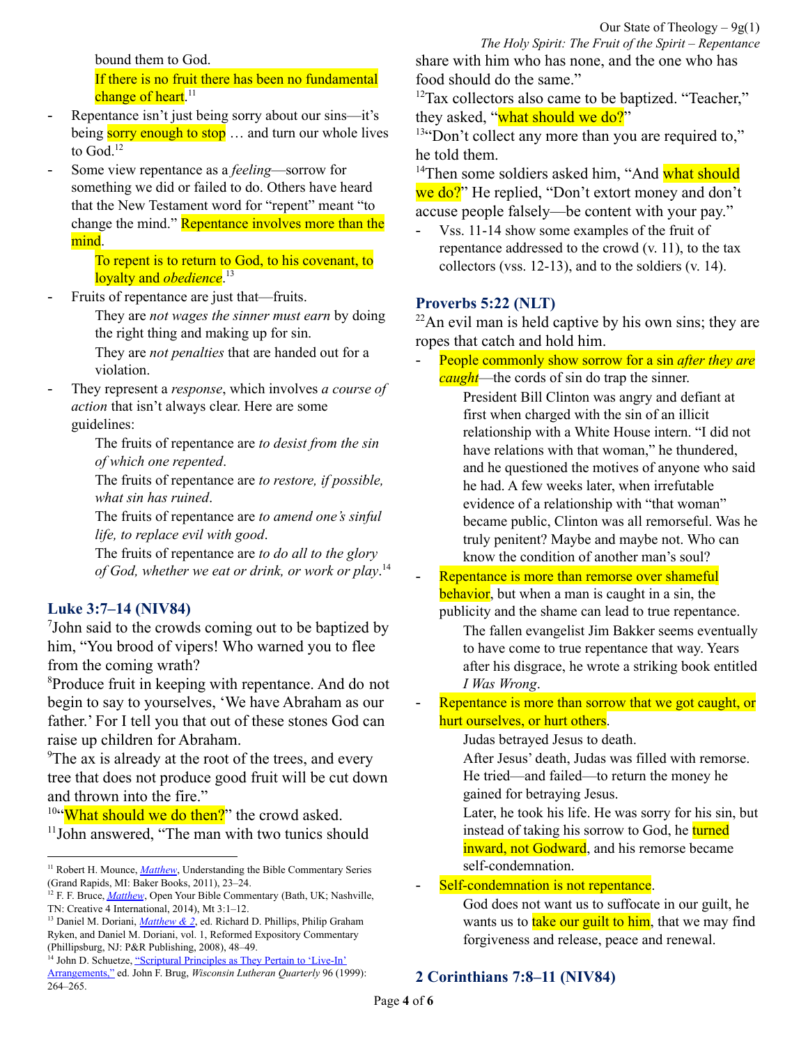bound them to God.

If there is no fruit there has been no fundamental change of heart.[11]

- Repentance isn't just being sorry about our sins—it's being sorry enough to stop … and turn our whole lives to God.[12]
- Some view repentance as a *feeling*—sorrow for something we did or failed to do. Others have heard that the New Testament word for "repent" meant "to change the mind." Repentance involves more than the mind.

  To repent is to return to God, to his covenant, to loyalty and *obedience*.[13]

- Fruits of repentance are just that—fruits.

  They are *not wages the sinner must earn* by doing the right thing and making up for sin.

  They are *not penalties* that are handed out for a violation.

- They represent a *response*, which involves *a course of action* that isn't always clear. Here are some guidelines:

  The fruits of repentance are *to desist from the sin of which one repented*.

  The fruits of repentance are *to restore, if possible, what sin has ruined*.

  The fruits of repentance are *to amend one's sinful life, to replace evil with good*.

  The fruits of repentance are *to do all to the glory of God, whether we eat or drink, or work or play*.[14]

## Luke 3:7–14 (NIV84)

[7]John said to the crowds coming out to be baptized by him, "You brood of vipers! Who warned you to flee from the coming wrath?

[8]Produce fruit in keeping with repentance. And do not begin to say to yourselves, 'We have Abraham as our father.' For I tell you that out of these stones God can raise up children for Abraham.

[9]The ax is already at the root of the trees, and every tree that does not produce good fruit will be cut down and thrown into the fire."

[10]"What should we do then?" the crowd asked.

[11]John answered, "The man with two tunics should share with him who has none, and the one who has food should do the same."

[12]Tax collectors also came to be baptized. "Teacher," they asked, "what should we do?"

[13]"Don't collect any more than you are required to," he told them.

[14]Then some soldiers asked him, "And what should we do?" He replied, "Don't extort money and don't accuse people falsely—be content with your pay."

- Vss. 11-14 show some examples of the fruit of repentance addressed to the crowd (v. 11), to the tax collectors (vss. 12-13), and to the soldiers (v. 14).

## Proverbs 5:22 (NLT)

[22]An evil man is held captive by his own sins; they are ropes that catch and hold him.

- People commonly show sorrow for a sin *after they are caught*—the cords of sin do trap the sinner.

  President Bill Clinton was angry and defiant at first when charged with the sin of an illicit relationship with a White House intern. "I did not have relations with that woman," he thundered, and he questioned the motives of anyone who said he had. A few weeks later, when irrefutable evidence of a relationship with "that woman" became public, Clinton was all remorseful. Was he truly penitent? Maybe and maybe not. Who can know the condition of another man's soul?

- Repentance is more than remorse over shameful behavior, but when a man is caught in a sin, the publicity and the shame can lead to true repentance.

  The fallen evangelist Jim Bakker seems eventually to have come to true repentance that way. Years after his disgrace, he wrote a striking book entitled *I Was Wrong*.

- Repentance is more than sorrow that we got caught, or hurt ourselves, or hurt others.

  Judas betrayed Jesus to death.

  After Jesus' death, Judas was filled with remorse. He tried—and failed—to return the money he gained for betraying Jesus.

  Later, he took his life. He was sorry for his sin, but instead of taking his sorrow to God, he turned inward, not Godward, and his remorse became self-condemnation.

- Self-condemnation is not repentance.

  God does not want us to suffocate in our guilt, he wants us to take our guilt to him, that we may find forgiveness and release, peace and renewal.

## 2 Corinthians 7:8–11 (NIV84)

---

[11] Robert H. Mounce, *Matthew*, Understanding the Bible Commentary Series (Grand Rapids, MI: Baker Books, 2011), 23–24.

[12] F. F. Bruce, *Matthew*, Open Your Bible Commentary (Bath, UK; Nashville, TN: Creative 4 International, 2014), Mt 3:1–12.

[13] Daniel M. Doriani, *Matthew & 2*, ed. Richard D. Phillips, Philip Graham Ryken, and Daniel M. Doriani, vol. 1, Reformed Expository Commentary (Phillipsburg, NJ: P&R Publishing, 2008), 48–49.

[14] John D. Schuetze, "Scriptural Principles as They Pertain to 'Live-In' Arrangements," ed. John F. Brug, *Wisconsin Lutheran Quarterly* 96 (1999): 264–265.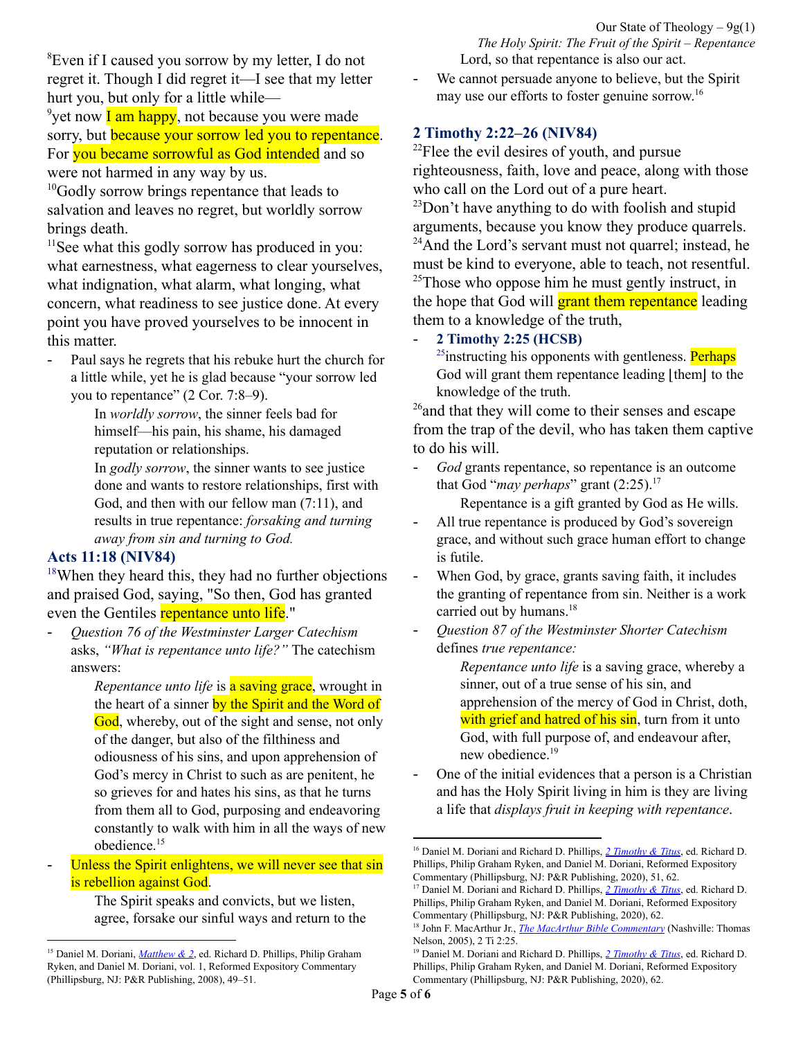[8]Even if I caused you sorrow by my letter, I do not regret it. Though I did regret it—I see that my letter hurt you, but only for a little while—
[9]yet now I am happy, not because you were made sorry, but because your sorrow led you to repentance. For you became sorrowful as God intended and so were not harmed in any way by us.
[10]Godly sorrow brings repentance that leads to salvation and leaves no regret, but worldly sorrow brings death.
[11]See what this godly sorrow has produced in you: what earnestness, what eagerness to clear yourselves, what indignation, what alarm, what longing, what concern, what readiness to see justice done. At every point you have proved yourselves to be innocent in this matter.

- Paul says he regrets that his rebuke hurt the church for a little while, yet he is glad because "your sorrow led you to repentance" (2 Cor. 7:8–9).

  In *worldly sorrow*, the sinner feels bad for himself—his pain, his shame, his damaged reputation or relationships.

  In *godly sorrow*, the sinner wants to see justice done and wants to restore relationships, first with God, and then with our fellow man (7:11), and results in true repentance: *forsaking and turning away from sin and turning to God.*

## Acts 11:18 (NIV84)

[18]When they heard this, they had no further objections and praised God, saying, "So then, God has granted even the Gentiles repentance unto life."

- *Question 76 of the Westminster Larger Catechism* asks, *"What is repentance unto life?"* The catechism answers:

  *Repentance unto life* is a saving grace, wrought in the heart of a sinner by the Spirit and the Word of God, whereby, out of the sight and sense, not only of the danger, but also of the filthiness and odiousness of his sins, and upon apprehension of God's mercy in Christ to such as are penitent, he so grieves for and hates his sins, as that he turns from them all to God, purposing and endeavoring constantly to walk with him in all the ways of new obedience.[15]

- Unless the Spirit enlightens, we will never see that sin is rebellion against God.

  The Spirit speaks and convicts, but we listen, agree, forsake our sinful ways and return to the Lord, so that repentance is also our act.

- We cannot persuade anyone to believe, but the Spirit may use our efforts to foster genuine sorrow.[16]

## 2 Timothy 2:22–26 (NIV84)

[22]Flee the evil desires of youth, and pursue righteousness, faith, love and peace, along with those who call on the Lord out of a pure heart.
[23]Don't have anything to do with foolish and stupid arguments, because you know they produce quarrels.
[24]And the Lord's servant must not quarrel; instead, he must be kind to everyone, able to teach, not resentful.
[25]Those who oppose him he must gently instruct, in the hope that God will grant them repentance leading them to a knowledge of the truth,

- **2 Timothy 2:25 (HCSB)**
  [25]instructing his opponents with gentleness. Perhaps God will grant them repentance leading [them] to the knowledge of the truth.

[26]and that they will come to their senses and escape from the trap of the devil, who has taken them captive to do his will.

- *God* grants repentance, so repentance is an outcome that God "*may perhaps*" grant (2:25).[17]

  Repentance is a gift granted by God as He wills.

- All true repentance is produced by God's sovereign grace, and without such grace human effort to change is futile.
- When God, by grace, grants saving faith, it includes the granting of repentance from sin. Neither is a work carried out by humans.[18]
- *Question 87 of the Westminster Shorter Catechism* defines *true repentance:*

  *Repentance unto life* is a saving grace, whereby a sinner, out of a true sense of his sin, and apprehension of the mercy of God in Christ, doth, with grief and hatred of his sin, turn from it unto God, with full purpose of, and endeavour after, new obedience.[19]

- One of the initial evidences that a person is a Christian and has the Holy Spirit living in him is they are living a life that *displays fruit in keeping with repentance*.

---

[15] Daniel M. Doriani, *Matthew & 2*, ed. Richard D. Phillips, Philip Graham Ryken, and Daniel M. Doriani, vol. 1, Reformed Expository Commentary (Phillipsburg, NJ: P&R Publishing, 2008), 49–51.

[16] Daniel M. Doriani and Richard D. Phillips, *2 Timothy & Titus*, ed. Richard D. Phillips, Philip Graham Ryken, and Daniel M. Doriani, Reformed Expository Commentary (Phillipsburg, NJ: P&R Publishing, 2020), 51, 62.

[17] Daniel M. Doriani and Richard D. Phillips, *2 Timothy & Titus*, ed. Richard D. Phillips, Philip Graham Ryken, and Daniel M. Doriani, Reformed Expository Commentary (Phillipsburg, NJ: P&R Publishing, 2020), 62.

[18] John F. MacArthur Jr., *The MacArthur Bible Commentary* (Nashville: Thomas Nelson, 2005), 2 Ti 2:25.

[19] Daniel M. Doriani and Richard D. Phillips, *2 Timothy & Titus*, ed. Richard D. Phillips, Philip Graham Ryken, and Daniel M. Doriani, Reformed Expository Commentary (Phillipsburg, NJ: P&R Publishing, 2020), 62.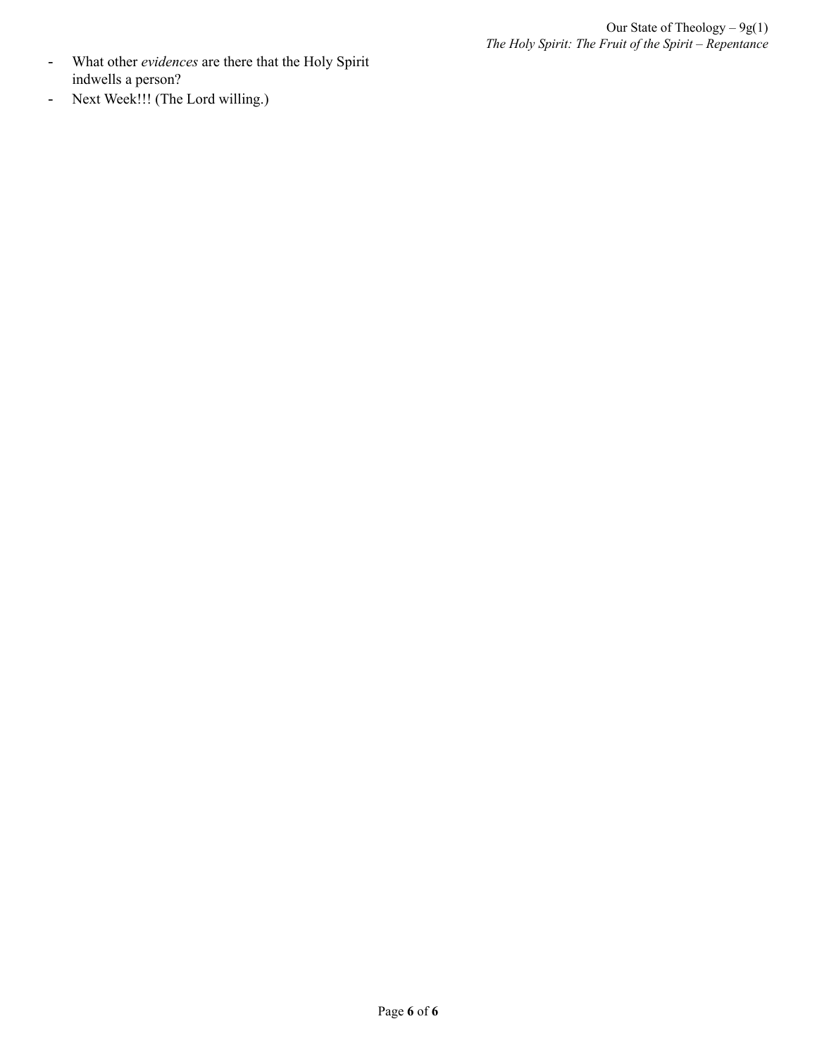- What other *evidences* are there that the Holy Spirit indwells a person?
- Next Week!!! (The Lord willing.)